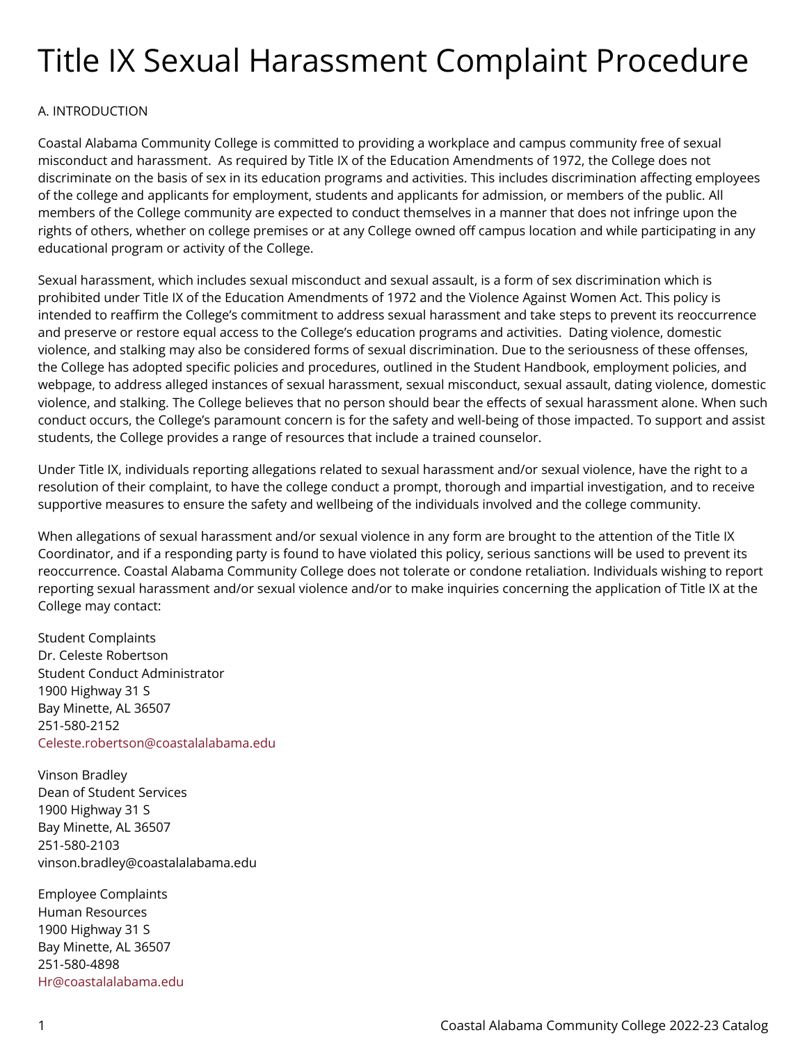# Title IX Sexual Harassment Complaint Procedure

A. INTRODUCTION

Coastal Alabama Community College is committed to providing a workplace and campus community free of sexual misconduct and harassment. As required by Title IX of the Education Amendments of 1972, the College does not discriminate on the basis of sex in its education programs and activities. This includes discrimination affecting employees of the college and applicants for employment, students and applicants for admission, or members of the public. All members of the College community are expected to conduct themselves in a manner that does not infringe upon the rights of others, whether on college premises or at any College owned off campus location and while participating in any educational program or activity of the College.

Sexual harassment, which includes sexual misconduct and sexual assault, is a form of sex discrimination which is prohibited under Title IX of the Education Amendments of 1972 and the Violence Against Women Act. This policy is intended to reaffirm the College's commitment to address sexual harassment and take steps to prevent its reoccurrence and preserve or restore equal access to the College's education programs and activities. Dating violence, domestic violence, and stalking may also be considered forms of sexual discrimination. Due to the seriousness of these offenses, the College has adopted specific policies and procedures, outlined in the Student Handbook, employment policies, and webpage, to address alleged instances of sexual harassment, sexual misconduct, sexual assault, dating violence, domestic violence, and stalking. The College believes that no person should bear the effects of sexual harassment alone. When such conduct occurs, the College's paramount concern is for the safety and well-being of those impacted. To support and assist students, the College provides a range of resources that include a trained counselor.

Under Title IX, individuals reporting allegations related to sexual harassment and/or sexual violence, have the right to a resolution of their complaint, to have the college conduct a prompt, thorough and impartial investigation, and to receive supportive measures to ensure the safety and wellbeing of the individuals involved and the college community.

When allegations of sexual harassment and/or sexual violence in any form are brought to the attention of the Title IX Coordinator, and if a responding party is found to have violated this policy, serious sanctions will be used to prevent its reoccurrence. Coastal Alabama Community College does not tolerate or condone retaliation. Individuals wishing to report reporting sexual harassment and/or sexual violence and/or to make inquiries concerning the application of Title IX at the College may contact:

Student Complaints
Dr. Celeste Robertson
Student Conduct Administrator
1900 Highway 31 S
Bay Minette, AL 36507
251-580-2152
Celeste.robertson@coastalalabama.edu

Vinson Bradley
Dean of Student Services
1900 Highway 31 S
Bay Minette, AL 36507
251-580-2103
vinson.bradley@coastalalabama.edu

Employee Complaints
Human Resources
1900 Highway 31 S
Bay Minette, AL 36507
251-580-4898
Hr@coastalalabama.edu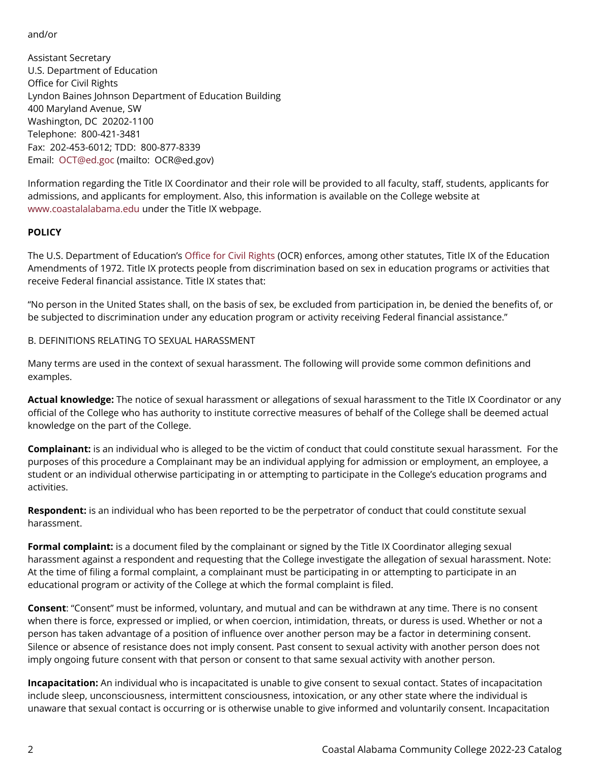and/or

Assistant Secretary
U.S. Department of Education
Office for Civil Rights
Lyndon Baines Johnson Department of Education Building
400 Maryland Avenue, SW
Washington, DC 20202-1100
Telephone: 800-421-3481
Fax: 202-453-6012; TDD: 800-877-8339
Email: OCT@ed.goc (mailto: OCR@ed.gov)

Information regarding the Title IX Coordinator and their role will be provided to all faculty, staff, students, applicants for admissions, and applicants for employment. Also, this information is available on the College website at www.coastalalabama.edu under the Title IX webpage.

**POLICY**

The U.S. Department of Education's Office for Civil Rights (OCR) enforces, among other statutes, Title IX of the Education Amendments of 1972. Title IX protects people from discrimination based on sex in education programs or activities that receive Federal financial assistance. Title IX states that:

"No person in the United States shall, on the basis of sex, be excluded from participation in, be denied the benefits of, or be subjected to discrimination under any education program or activity receiving Federal financial assistance."

B. DEFINITIONS RELATING TO SEXUAL HARASSMENT

Many terms are used in the context of sexual harassment. The following will provide some common definitions and examples.

**Actual knowledge:** The notice of sexual harassment or allegations of sexual harassment to the Title IX Coordinator or any official of the College who has authority to institute corrective measures of behalf of the College shall be deemed actual knowledge on the part of the College.

**Complainant:** is an individual who is alleged to be the victim of conduct that could constitute sexual harassment. For the purposes of this procedure a Complainant may be an individual applying for admission or employment, an employee, a student or an individual otherwise participating in or attempting to participate in the College's education programs and activities.

**Respondent:** is an individual who has been reported to be the perpetrator of conduct that could constitute sexual harassment.

**Formal complaint:** is a document filed by the complainant or signed by the Title IX Coordinator alleging sexual harassment against a respondent and requesting that the College investigate the allegation of sexual harassment. Note: At the time of filing a formal complaint, a complainant must be participating in or attempting to participate in an educational program or activity of the College at which the formal complaint is filed.

**Consent**: "Consent" must be informed, voluntary, and mutual and can be withdrawn at any time. There is no consent when there is force, expressed or implied, or when coercion, intimidation, threats, or duress is used. Whether or not a person has taken advantage of a position of influence over another person may be a factor in determining consent. Silence or absence of resistance does not imply consent. Past consent to sexual activity with another person does not imply ongoing future consent with that person or consent to that same sexual activity with another person.

**Incapacitation:** An individual who is incapacitated is unable to give consent to sexual contact. States of incapacitation include sleep, unconsciousness, intermittent consciousness, intoxication, or any other state where the individual is unaware that sexual contact is occurring or is otherwise unable to give informed and voluntarily consent. Incapacitation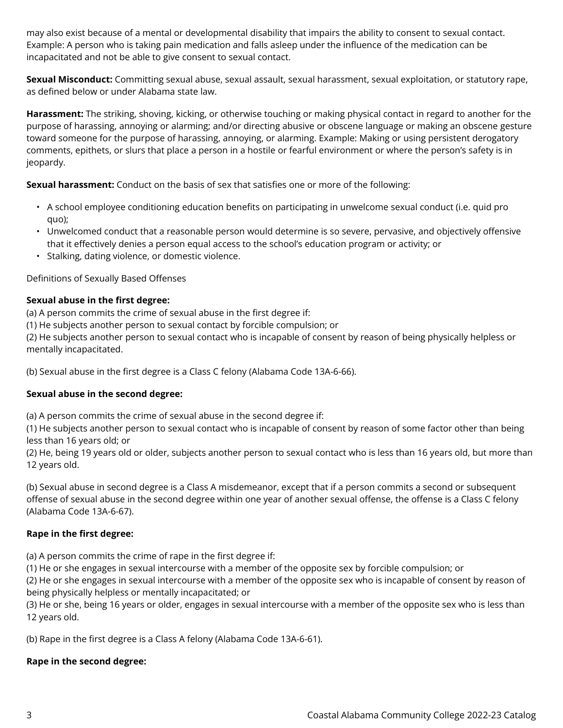may also exist because of a mental or developmental disability that impairs the ability to consent to sexual contact. Example: A person who is taking pain medication and falls asleep under the influence of the medication can be incapacitated and not be able to give consent to sexual contact.

**Sexual Misconduct:** Committing sexual abuse, sexual assault, sexual harassment, sexual exploitation, or statutory rape, as defined below or under Alabama state law.

**Harassment:** The striking, shoving, kicking, or otherwise touching or making physical contact in regard to another for the purpose of harassing, annoying or alarming; and/or directing abusive or obscene language or making an obscene gesture toward someone for the purpose of harassing, annoying, or alarming. Example: Making or using persistent derogatory comments, epithets, or slurs that place a person in a hostile or fearful environment or where the person's safety is in jeopardy.

**Sexual harassment:** Conduct on the basis of sex that satisfies one or more of the following:

- A school employee conditioning education benefits on participating in unwelcome sexual conduct (i.e. quid pro quo);
- Unwelcomed conduct that a reasonable person would determine is so severe, pervasive, and objectively offensive that it effectively denies a person equal access to the school's education program or activity; or
- Stalking, dating violence, or domestic violence.

Definitions of Sexually Based Offenses

**Sexual abuse in the first degree:**

(a) A person commits the crime of sexual abuse in the first degree if:
(1) He subjects another person to sexual contact by forcible compulsion; or
(2) He subjects another person to sexual contact who is incapable of consent by reason of being physically helpless or mentally incapacitated.

(b) Sexual abuse in the first degree is a Class C felony (Alabama Code 13A-6-66).

**Sexual abuse in the second degree:**

(a) A person commits the crime of sexual abuse in the second degree if:
(1) He subjects another person to sexual contact who is incapable of consent by reason of some factor other than being less than 16 years old; or
(2) He, being 19 years old or older, subjects another person to sexual contact who is less than 16 years old, but more than 12 years old.

(b) Sexual abuse in second degree is a Class A misdemeanor, except that if a person commits a second or subsequent offense of sexual abuse in the second degree within one year of another sexual offense, the offense is a Class C felony (Alabama Code 13A-6-67).

**Rape in the first degree:**

(a) A person commits the crime of rape in the first degree if:
(1) He or she engages in sexual intercourse with a member of the opposite sex by forcible compulsion; or
(2) He or she engages in sexual intercourse with a member of the opposite sex who is incapable of consent by reason of being physically helpless or mentally incapacitated; or
(3) He or she, being 16 years or older, engages in sexual intercourse with a member of the opposite sex who is less than 12 years old.

(b) Rape in the first degree is a Class A felony (Alabama Code 13A-6-61).

**Rape in the second degree:**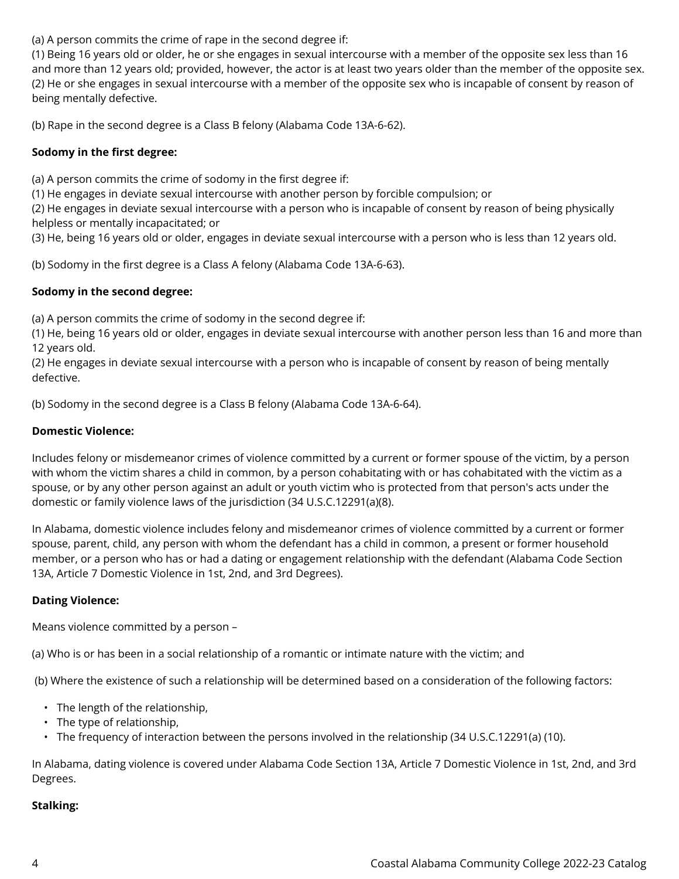(a) A person commits the crime of rape in the second degree if:
(1) Being 16 years old or older, he or she engages in sexual intercourse with a member of the opposite sex less than 16 and more than 12 years old; provided, however, the actor is at least two years older than the member of the opposite sex.
(2) He or she engages in sexual intercourse with a member of the opposite sex who is incapable of consent by reason of being mentally defective.

(b) Rape in the second degree is a Class B felony (Alabama Code 13A-6-62).

**Sodomy in the first degree:**

(a) A person commits the crime of sodomy in the first degree if:
(1) He engages in deviate sexual intercourse with another person by forcible compulsion; or
(2) He engages in deviate sexual intercourse with a person who is incapable of consent by reason of being physically helpless or mentally incapacitated; or
(3) He, being 16 years old or older, engages in deviate sexual intercourse with a person who is less than 12 years old.

(b) Sodomy in the first degree is a Class A felony (Alabama Code 13A-6-63).

**Sodomy in the second degree:**

(a) A person commits the crime of sodomy in the second degree if:
(1) He, being 16 years old or older, engages in deviate sexual intercourse with another person less than 16 and more than 12 years old.
(2) He engages in deviate sexual intercourse with a person who is incapable of consent by reason of being mentally defective.

(b) Sodomy in the second degree is a Class B felony (Alabama Code 13A-6-64).

**Domestic Violence:**

Includes felony or misdemeanor crimes of violence committed by a current or former spouse of the victim, by a person with whom the victim shares a child in common, by a person cohabitating with or has cohabitated with the victim as a spouse, or by any other person against an adult or youth victim who is protected from that person's acts under the domestic or family violence laws of the jurisdiction (34 U.S.C.12291(a)(8).

In Alabama, domestic violence includes felony and misdemeanor crimes of violence committed by a current or former spouse, parent, child, any person with whom the defendant has a child in common, a present or former household member, or a person who has or had a dating or engagement relationship with the defendant (Alabama Code Section 13A, Article 7 Domestic Violence in 1st, 2nd, and 3rd Degrees).

**Dating Violence:**

Means violence committed by a person –

(a) Who is or has been in a social relationship of a romantic or intimate nature with the victim; and

(b) Where the existence of such a relationship will be determined based on a consideration of the following factors:

- The length of the relationship,
- The type of relationship,
- The frequency of interaction between the persons involved in the relationship (34 U.S.C.12291(a) (10).

In Alabama, dating violence is covered under Alabama Code Section 13A, Article 7 Domestic Violence in 1st, 2nd, and 3rd Degrees.

**Stalking:**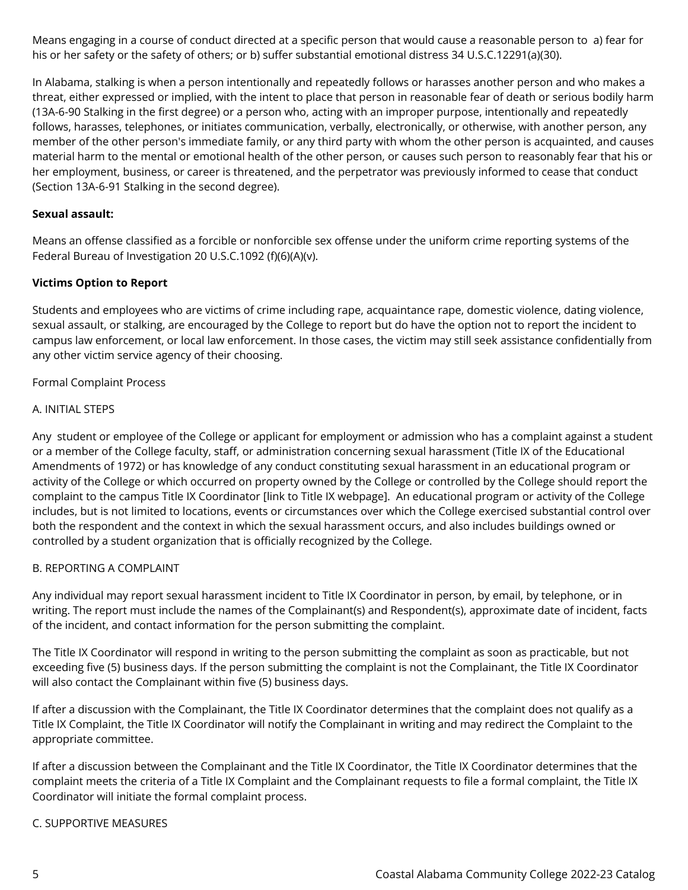Means engaging in a course of conduct directed at a specific person that would cause a reasonable person to a) fear for his or her safety or the safety of others; or b) suffer substantial emotional distress 34 U.S.C.12291(a)(30).

In Alabama, stalking is when a person intentionally and repeatedly follows or harasses another person and who makes a threat, either expressed or implied, with the intent to place that person in reasonable fear of death or serious bodily harm (13A-6-90 Stalking in the first degree) or a person who, acting with an improper purpose, intentionally and repeatedly follows, harasses, telephones, or initiates communication, verbally, electronically, or otherwise, with another person, any member of the other person's immediate family, or any third party with whom the other person is acquainted, and causes material harm to the mental or emotional health of the other person, or causes such person to reasonably fear that his or her employment, business, or career is threatened, and the perpetrator was previously informed to cease that conduct (Section 13A-6-91 Stalking in the second degree).

**Sexual assault:**

Means an offense classified as a forcible or nonforcible sex offense under the uniform crime reporting systems of the Federal Bureau of Investigation 20 U.S.C.1092 (f)(6)(A)(v).

**Victims Option to Report**

Students and employees who are victims of crime including rape, acquaintance rape, domestic violence, dating violence, sexual assault, or stalking, are encouraged by the College to report but do have the option not to report the incident to campus law enforcement, or local law enforcement. In those cases, the victim may still seek assistance confidentially from any other victim service agency of their choosing.

Formal Complaint Process

A. INITIAL STEPS

Any student or employee of the College or applicant for employment or admission who has a complaint against a student or a member of the College faculty, staff, or administration concerning sexual harassment (Title IX of the Educational Amendments of 1972) or has knowledge of any conduct constituting sexual harassment in an educational program or activity of the College or which occurred on property owned by the College or controlled by the College should report the complaint to the campus Title IX Coordinator [link to Title IX webpage]. An educational program or activity of the College includes, but is not limited to, locations, events or circumstances over which the College exercised substantial control over both the respondent and the context in which the sexual harassment occurs, and also includes buildings owned or controlled by a student organization that is officially recognized by the College.

B. REPORTING A COMPLAINT

Any individual may report sexual harassment incident to Title IX Coordinator in person, by email, by telephone, or in writing. The report must include the names of the Complainant(s) and Respondent(s), approximate date of incident, facts of the incident, and contact information for the person submitting the complaint.

The Title IX Coordinator will respond in writing to the person submitting the complaint as soon as practicable, but not exceeding five (5) business days. If the person submitting the complaint is not the Complainant, the Title IX Coordinator will also contact the Complainant within five (5) business days.

If after a discussion with the Complainant, the Title IX Coordinator determines that the complaint does not qualify as a Title IX Complaint, the Title IX Coordinator will notify the Complainant in writing and may redirect the Complaint to the appropriate committee.

If after a discussion between the Complainant and the Title IX Coordinator, the Title IX Coordinator determines that the complaint meets the criteria of a Title IX Complaint and the Complainant requests to file a formal complaint, the Title IX Coordinator will initiate the formal complaint process.

C. SUPPORTIVE MEASURES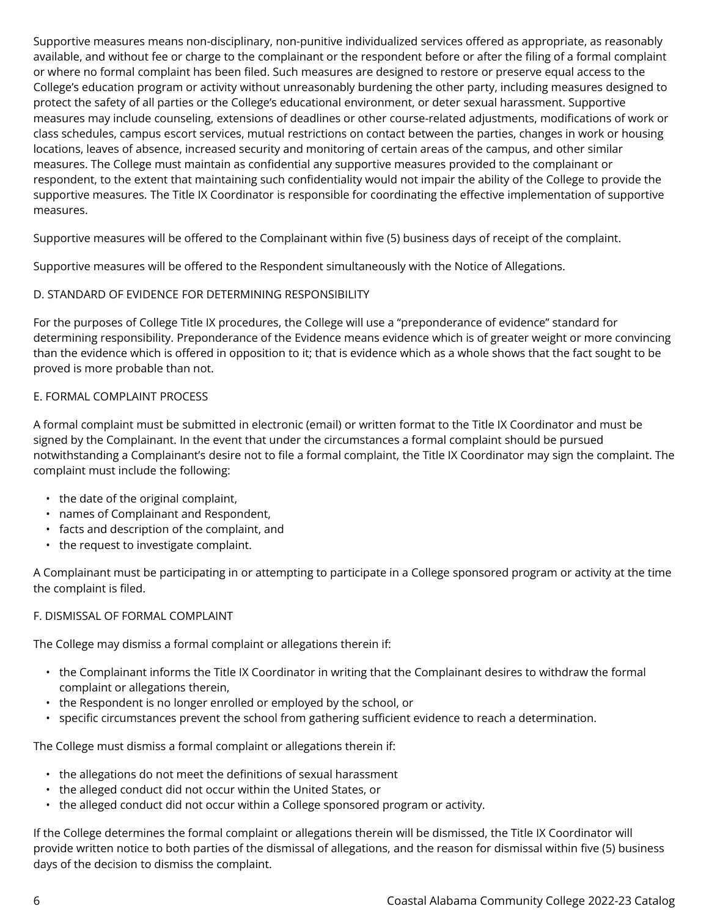Supportive measures means non-disciplinary, non-punitive individualized services offered as appropriate, as reasonably available, and without fee or charge to the complainant or the respondent before or after the filing of a formal complaint or where no formal complaint has been filed. Such measures are designed to restore or preserve equal access to the College's education program or activity without unreasonably burdening the other party, including measures designed to protect the safety of all parties or the College's educational environment, or deter sexual harassment. Supportive measures may include counseling, extensions of deadlines or other course-related adjustments, modifications of work or class schedules, campus escort services, mutual restrictions on contact between the parties, changes in work or housing locations, leaves of absence, increased security and monitoring of certain areas of the campus, and other similar measures. The College must maintain as confidential any supportive measures provided to the complainant or respondent, to the extent that maintaining such confidentiality would not impair the ability of the College to provide the supportive measures. The Title IX Coordinator is responsible for coordinating the effective implementation of supportive measures.

Supportive measures will be offered to the Complainant within five (5) business days of receipt of the complaint.

Supportive measures will be offered to the Respondent simultaneously with the Notice of Allegations.

### D. STANDARD OF EVIDENCE FOR DETERMINING RESPONSIBILITY

For the purposes of College Title IX procedures, the College will use a "preponderance of evidence" standard for determining responsibility. Preponderance of the Evidence means evidence which is of greater weight or more convincing than the evidence which is offered in opposition to it; that is evidence which as a whole shows that the fact sought to be proved is more probable than not.

### E. FORMAL COMPLAINT PROCESS

A formal complaint must be submitted in electronic (email) or written format to the Title IX Coordinator and must be signed by the Complainant. In the event that under the circumstances a formal complaint should be pursued notwithstanding a Complainant's desire not to file a formal complaint, the Title IX Coordinator may sign the complaint. The complaint must include the following:

- the date of the original complaint,
- names of Complainant and Respondent,
- facts and description of the complaint, and
- the request to investigate complaint.

A Complainant must be participating in or attempting to participate in a College sponsored program or activity at the time the complaint is filed.

### F. DISMISSAL OF FORMAL COMPLAINT

The College may dismiss a formal complaint or allegations therein if:

- the Complainant informs the Title IX Coordinator in writing that the Complainant desires to withdraw the formal complaint or allegations therein,
- the Respondent is no longer enrolled or employed by the school, or
- specific circumstances prevent the school from gathering sufficient evidence to reach a determination.

The College must dismiss a formal complaint or allegations therein if:

- the allegations do not meet the definitions of sexual harassment
- the alleged conduct did not occur within the United States, or
- the alleged conduct did not occur within a College sponsored program or activity.

If the College determines the formal complaint or allegations therein will be dismissed, the Title IX Coordinator will provide written notice to both parties of the dismissal of allegations, and the reason for dismissal within five (5) business days of the decision to dismiss the complaint.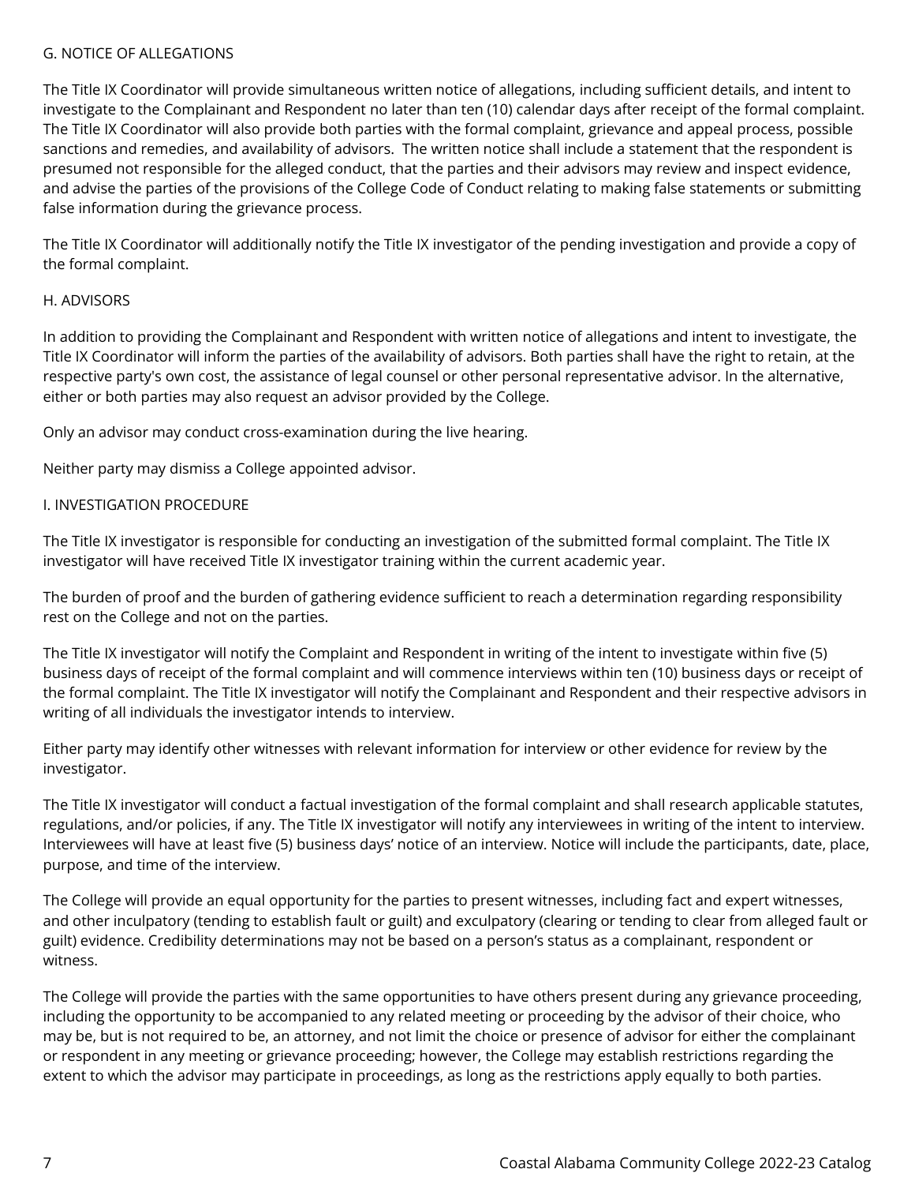## G. NOTICE OF ALLEGATIONS

The Title IX Coordinator will provide simultaneous written notice of allegations, including sufficient details, and intent to investigate to the Complainant and Respondent no later than ten (10) calendar days after receipt of the formal complaint. The Title IX Coordinator will also provide both parties with the formal complaint, grievance and appeal process, possible sanctions and remedies, and availability of advisors. The written notice shall include a statement that the respondent is presumed not responsible for the alleged conduct, that the parties and their advisors may review and inspect evidence, and advise the parties of the provisions of the College Code of Conduct relating to making false statements or submitting false information during the grievance process.

The Title IX Coordinator will additionally notify the Title IX investigator of the pending investigation and provide a copy of the formal complaint.

## H. ADVISORS

In addition to providing the Complainant and Respondent with written notice of allegations and intent to investigate, the Title IX Coordinator will inform the parties of the availability of advisors. Both parties shall have the right to retain, at the respective party's own cost, the assistance of legal counsel or other personal representative advisor. In the alternative, either or both parties may also request an advisor provided by the College.

Only an advisor may conduct cross-examination during the live hearing.

Neither party may dismiss a College appointed advisor.

## I. INVESTIGATION PROCEDURE

The Title IX investigator is responsible for conducting an investigation of the submitted formal complaint. The Title IX investigator will have received Title IX investigator training within the current academic year.

The burden of proof and the burden of gathering evidence sufficient to reach a determination regarding responsibility rest on the College and not on the parties.

The Title IX investigator will notify the Complaint and Respondent in writing of the intent to investigate within five (5) business days of receipt of the formal complaint and will commence interviews within ten (10) business days or receipt of the formal complaint. The Title IX investigator will notify the Complainant and Respondent and their respective advisors in writing of all individuals the investigator intends to interview.

Either party may identify other witnesses with relevant information for interview or other evidence for review by the investigator.

The Title IX investigator will conduct a factual investigation of the formal complaint and shall research applicable statutes, regulations, and/or policies, if any. The Title IX investigator will notify any interviewees in writing of the intent to interview. Interviewees will have at least five (5) business days' notice of an interview. Notice will include the participants, date, place, purpose, and time of the interview.

The College will provide an equal opportunity for the parties to present witnesses, including fact and expert witnesses, and other inculpatory (tending to establish fault or guilt) and exculpatory (clearing or tending to clear from alleged fault or guilt) evidence. Credibility determinations may not be based on a person's status as a complainant, respondent or witness.

The College will provide the parties with the same opportunities to have others present during any grievance proceeding, including the opportunity to be accompanied to any related meeting or proceeding by the advisor of their choice, who may be, but is not required to be, an attorney, and not limit the choice or presence of advisor for either the complainant or respondent in any meeting or grievance proceeding; however, the College may establish restrictions regarding the extent to which the advisor may participate in proceedings, as long as the restrictions apply equally to both parties.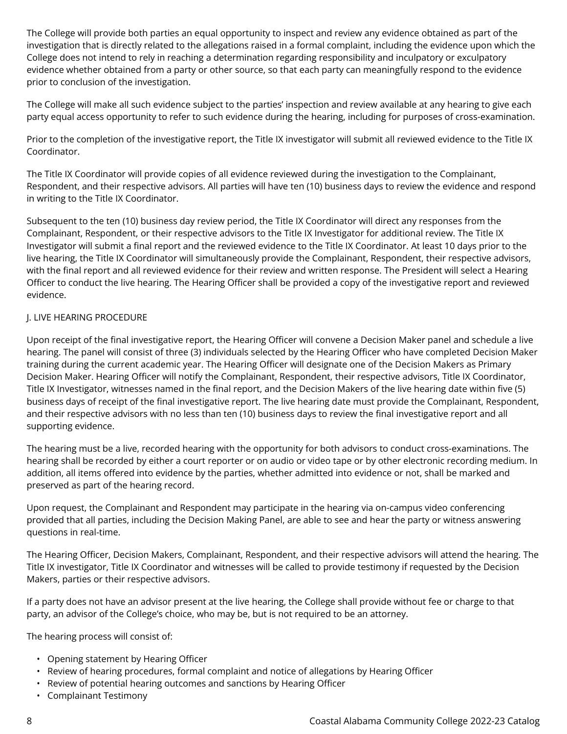The College will provide both parties an equal opportunity to inspect and review any evidence obtained as part of the investigation that is directly related to the allegations raised in a formal complaint, including the evidence upon which the College does not intend to rely in reaching a determination regarding responsibility and inculpatory or exculpatory evidence whether obtained from a party or other source, so that each party can meaningfully respond to the evidence prior to conclusion of the investigation.

The College will make all such evidence subject to the parties' inspection and review available at any hearing to give each party equal access opportunity to refer to such evidence during the hearing, including for purposes of cross-examination.

Prior to the completion of the investigative report, the Title IX investigator will submit all reviewed evidence to the Title IX Coordinator.

The Title IX Coordinator will provide copies of all evidence reviewed during the investigation to the Complainant, Respondent, and their respective advisors. All parties will have ten (10) business days to review the evidence and respond in writing to the Title IX Coordinator.

Subsequent to the ten (10) business day review period, the Title IX Coordinator will direct any responses from the Complainant, Respondent, or their respective advisors to the Title IX Investigator for additional review. The Title IX Investigator will submit a final report and the reviewed evidence to the Title IX Coordinator. At least 10 days prior to the live hearing, the Title IX Coordinator will simultaneously provide the Complainant, Respondent, their respective advisors, with the final report and all reviewed evidence for their review and written response. The President will select a Hearing Officer to conduct the live hearing. The Hearing Officer shall be provided a copy of the investigative report and reviewed evidence.

## J. LIVE HEARING PROCEDURE

Upon receipt of the final investigative report, the Hearing Officer will convene a Decision Maker panel and schedule a live hearing. The panel will consist of three (3) individuals selected by the Hearing Officer who have completed Decision Maker training during the current academic year. The Hearing Officer will designate one of the Decision Makers as Primary Decision Maker. Hearing Officer will notify the Complainant, Respondent, their respective advisors, Title IX Coordinator, Title IX Investigator, witnesses named in the final report, and the Decision Makers of the live hearing date within five (5) business days of receipt of the final investigative report. The live hearing date must provide the Complainant, Respondent, and their respective advisors with no less than ten (10) business days to review the final investigative report and all supporting evidence.

The hearing must be a live, recorded hearing with the opportunity for both advisors to conduct cross-examinations. The hearing shall be recorded by either a court reporter or on audio or video tape or by other electronic recording medium. In addition, all items offered into evidence by the parties, whether admitted into evidence or not, shall be marked and preserved as part of the hearing record.

Upon request, the Complainant and Respondent may participate in the hearing via on-campus video conferencing provided that all parties, including the Decision Making Panel, are able to see and hear the party or witness answering questions in real-time.

The Hearing Officer, Decision Makers, Complainant, Respondent, and their respective advisors will attend the hearing. The Title IX investigator, Title IX Coordinator and witnesses will be called to provide testimony if requested by the Decision Makers, parties or their respective advisors.

If a party does not have an advisor present at the live hearing, the College shall provide without fee or charge to that party, an advisor of the College's choice, who may be, but is not required to be an attorney.

The hearing process will consist of:

- Opening statement by Hearing Officer
- Review of hearing procedures, formal complaint and notice of allegations by Hearing Officer
- Review of potential hearing outcomes and sanctions by Hearing Officer
- Complainant Testimony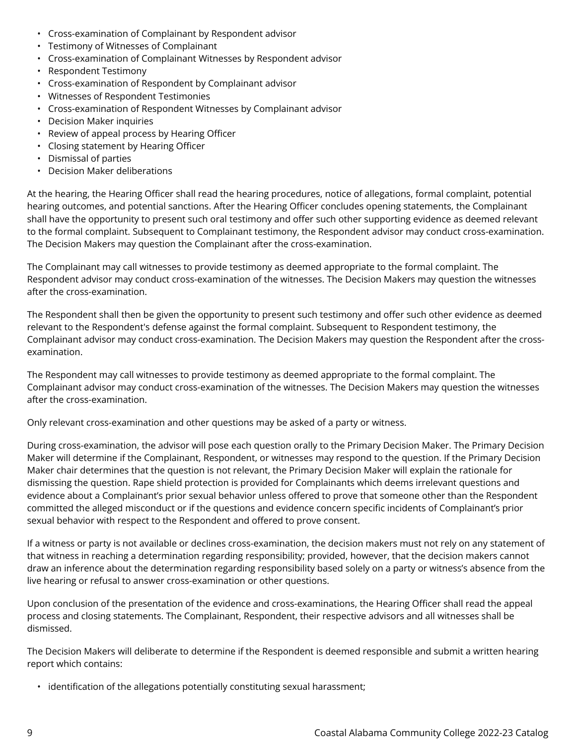- Cross-examination of Complainant by Respondent advisor
- Testimony of Witnesses of Complainant
- Cross-examination of Complainant Witnesses by Respondent advisor
- Respondent Testimony
- Cross-examination of Respondent by Complainant advisor
- Witnesses of Respondent Testimonies
- Cross-examination of Respondent Witnesses by Complainant advisor
- Decision Maker inquiries
- Review of appeal process by Hearing Officer
- Closing statement by Hearing Officer
- Dismissal of parties
- Decision Maker deliberations

At the hearing, the Hearing Officer shall read the hearing procedures, notice of allegations, formal complaint, potential hearing outcomes, and potential sanctions. After the Hearing Officer concludes opening statements, the Complainant shall have the opportunity to present such oral testimony and offer such other supporting evidence as deemed relevant to the formal complaint. Subsequent to Complainant testimony, the Respondent advisor may conduct cross-examination. The Decision Makers may question the Complainant after the cross-examination.

The Complainant may call witnesses to provide testimony as deemed appropriate to the formal complaint. The Respondent advisor may conduct cross-examination of the witnesses. The Decision Makers may question the witnesses after the cross-examination.

The Respondent shall then be given the opportunity to present such testimony and offer such other evidence as deemed relevant to the Respondent's defense against the formal complaint. Subsequent to Respondent testimony, the Complainant advisor may conduct cross-examination. The Decision Makers may question the Respondent after the cross-examination.

The Respondent may call witnesses to provide testimony as deemed appropriate to the formal complaint. The Complainant advisor may conduct cross-examination of the witnesses. The Decision Makers may question the witnesses after the cross-examination.

Only relevant cross-examination and other questions may be asked of a party or witness.

During cross-examination, the advisor will pose each question orally to the Primary Decision Maker. The Primary Decision Maker will determine if the Complainant, Respondent, or witnesses may respond to the question. If the Primary Decision Maker chair determines that the question is not relevant, the Primary Decision Maker will explain the rationale for dismissing the question. Rape shield protection is provided for Complainants which deems irrelevant questions and evidence about a Complainant's prior sexual behavior unless offered to prove that someone other than the Respondent committed the alleged misconduct or if the questions and evidence concern specific incidents of Complainant's prior sexual behavior with respect to the Respondent and offered to prove consent.

If a witness or party is not available or declines cross-examination, the decision makers must not rely on any statement of that witness in reaching a determination regarding responsibility; provided, however, that the decision makers cannot draw an inference about the determination regarding responsibility based solely on a party or witness's absence from the live hearing or refusal to answer cross-examination or other questions.

Upon conclusion of the presentation of the evidence and cross-examinations, the Hearing Officer shall read the appeal process and closing statements. The Complainant, Respondent, their respective advisors and all witnesses shall be dismissed.

The Decision Makers will deliberate to determine if the Respondent is deemed responsible and submit a written hearing report which contains:

- identification of the allegations potentially constituting sexual harassment;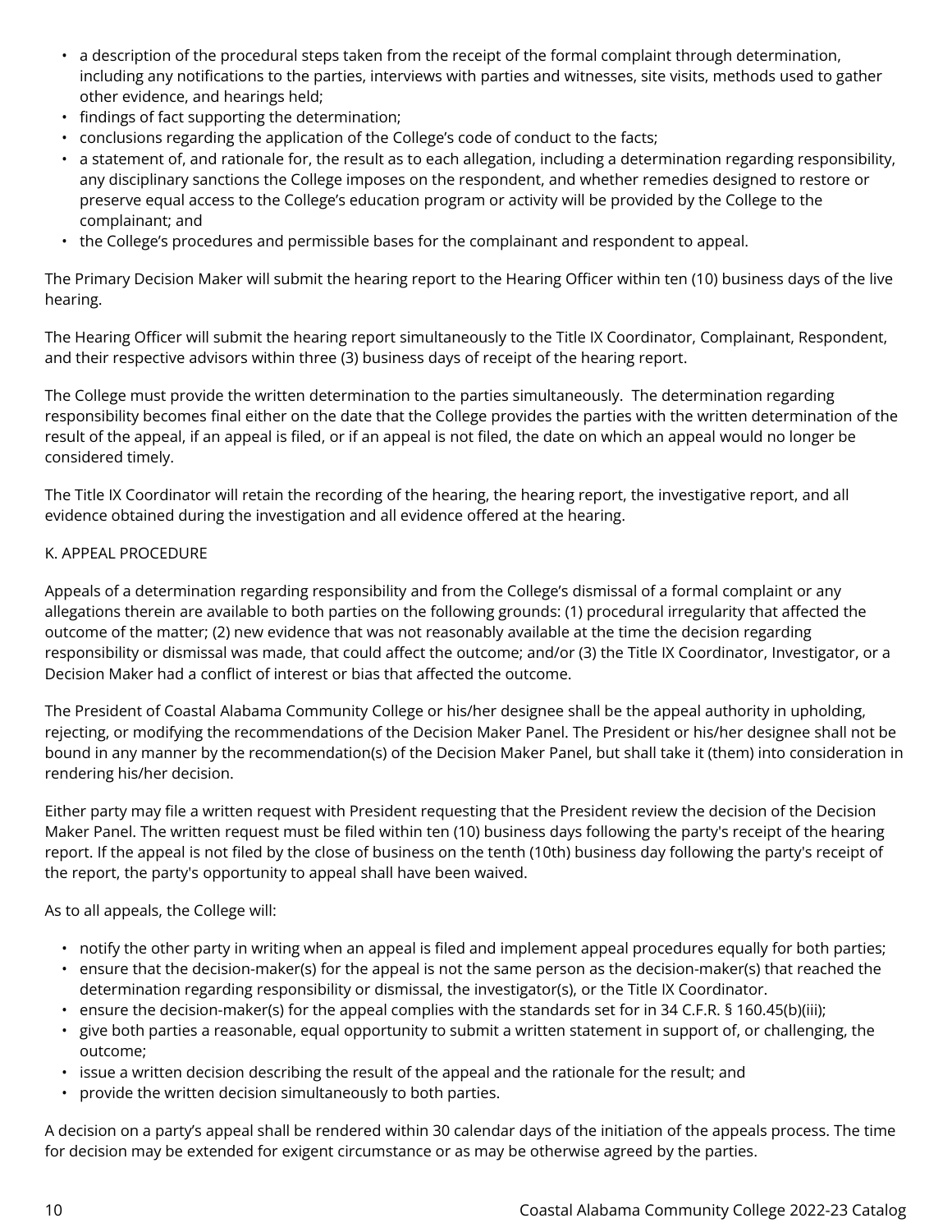- a description of the procedural steps taken from the receipt of the formal complaint through determination, including any notifications to the parties, interviews with parties and witnesses, site visits, methods used to gather other evidence, and hearings held;
- findings of fact supporting the determination;
- conclusions regarding the application of the College's code of conduct to the facts;
- a statement of, and rationale for, the result as to each allegation, including a determination regarding responsibility, any disciplinary sanctions the College imposes on the respondent, and whether remedies designed to restore or preserve equal access to the College's education program or activity will be provided by the College to the complainant; and
- the College's procedures and permissible bases for the complainant and respondent to appeal.

The Primary Decision Maker will submit the hearing report to the Hearing Officer within ten (10) business days of the live hearing.

The Hearing Officer will submit the hearing report simultaneously to the Title IX Coordinator, Complainant, Respondent, and their respective advisors within three (3) business days of receipt of the hearing report.

The College must provide the written determination to the parties simultaneously. The determination regarding responsibility becomes final either on the date that the College provides the parties with the written determination of the result of the appeal, if an appeal is filed, or if an appeal is not filed, the date on which an appeal would no longer be considered timely.

The Title IX Coordinator will retain the recording of the hearing, the hearing report, the investigative report, and all evidence obtained during the investigation and all evidence offered at the hearing.

K. APPEAL PROCEDURE

Appeals of a determination regarding responsibility and from the College's dismissal of a formal complaint or any allegations therein are available to both parties on the following grounds: (1) procedural irregularity that affected the outcome of the matter; (2) new evidence that was not reasonably available at the time the decision regarding responsibility or dismissal was made, that could affect the outcome; and/or (3) the Title IX Coordinator, Investigator, or a Decision Maker had a conflict of interest or bias that affected the outcome.

The President of Coastal Alabama Community College or his/her designee shall be the appeal authority in upholding, rejecting, or modifying the recommendations of the Decision Maker Panel. The President or his/her designee shall not be bound in any manner by the recommendation(s) of the Decision Maker Panel, but shall take it (them) into consideration in rendering his/her decision.

Either party may file a written request with President requesting that the President review the decision of the Decision Maker Panel. The written request must be filed within ten (10) business days following the party's receipt of the hearing report. If the appeal is not filed by the close of business on the tenth (10th) business day following the party's receipt of the report, the party's opportunity to appeal shall have been waived.

As to all appeals, the College will:

- notify the other party in writing when an appeal is filed and implement appeal procedures equally for both parties;
- ensure that the decision-maker(s) for the appeal is not the same person as the decision-maker(s) that reached the determination regarding responsibility or dismissal, the investigator(s), or the Title IX Coordinator.
- ensure the decision-maker(s) for the appeal complies with the standards set for in 34 C.F.R. § 160.45(b)(iii);
- give both parties a reasonable, equal opportunity to submit a written statement in support of, or challenging, the outcome;
- issue a written decision describing the result of the appeal and the rationale for the result; and
- provide the written decision simultaneously to both parties.

A decision on a party's appeal shall be rendered within 30 calendar days of the initiation of the appeals process. The time for decision may be extended for exigent circumstance or as may be otherwise agreed by the parties.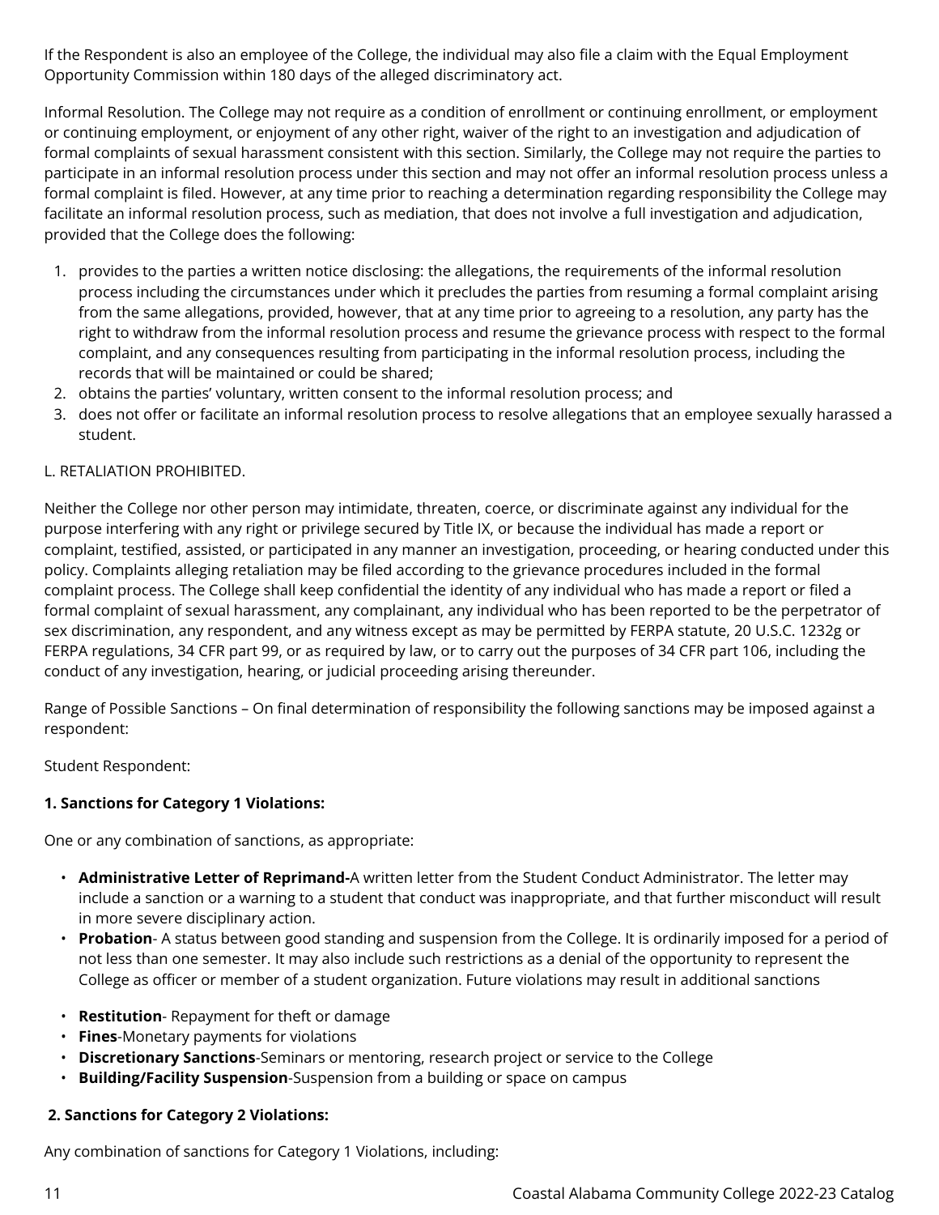If the Respondent is also an employee of the College, the individual may also file a claim with the Equal Employment Opportunity Commission within 180 days of the alleged discriminatory act.

Informal Resolution. The College may not require as a condition of enrollment or continuing enrollment, or employment or continuing employment, or enjoyment of any other right, waiver of the right to an investigation and adjudication of formal complaints of sexual harassment consistent with this section. Similarly, the College may not require the parties to participate in an informal resolution process under this section and may not offer an informal resolution process unless a formal complaint is filed. However, at any time prior to reaching a determination regarding responsibility the College may facilitate an informal resolution process, such as mediation, that does not involve a full investigation and adjudication, provided that the College does the following:

1. provides to the parties a written notice disclosing: the allegations, the requirements of the informal resolution process including the circumstances under which it precludes the parties from resuming a formal complaint arising from the same allegations, provided, however, that at any time prior to agreeing to a resolution, any party has the right to withdraw from the informal resolution process and resume the grievance process with respect to the formal complaint, and any consequences resulting from participating in the informal resolution process, including the records that will be maintained or could be shared;
2. obtains the parties' voluntary, written consent to the informal resolution process; and
3. does not offer or facilitate an informal resolution process to resolve allegations that an employee sexually harassed a student.

L. RETALIATION PROHIBITED.

Neither the College nor other person may intimidate, threaten, coerce, or discriminate against any individual for the purpose interfering with any right or privilege secured by Title IX, or because the individual has made a report or complaint, testified, assisted, or participated in any manner an investigation, proceeding, or hearing conducted under this policy. Complaints alleging retaliation may be filed according to the grievance procedures included in the formal complaint process. The College shall keep confidential the identity of any individual who has made a report or filed a formal complaint of sexual harassment, any complainant, any individual who has been reported to be the perpetrator of sex discrimination, any respondent, and any witness except as may be permitted by FERPA statute, 20 U.S.C. 1232g or FERPA regulations, 34 CFR part 99, or as required by law, or to carry out the purposes of 34 CFR part 106, including the conduct of any investigation, hearing, or judicial proceeding arising thereunder.

Range of Possible Sanctions – On final determination of responsibility the following sanctions may be imposed against a respondent:

Student Respondent:

**1. Sanctions for Category 1 Violations:**

One or any combination of sanctions, as appropriate:

- **Administrative Letter of Reprimand-**A written letter from the Student Conduct Administrator. The letter may include a sanction or a warning to a student that conduct was inappropriate, and that further misconduct will result in more severe disciplinary action.
- **Probation**- A status between good standing and suspension from the College. It is ordinarily imposed for a period of not less than one semester. It may also include such restrictions as a denial of the opportunity to represent the College as officer or member of a student organization. Future violations may result in additional sanctions
- **Restitution**- Repayment for theft or damage
- **Fines**-Monetary payments for violations
- **Discretionary Sanctions**-Seminars or mentoring, research project or service to the College
- **Building/Facility Suspension**-Suspension from a building or space on campus

**2. Sanctions for Category 2 Violations:**

Any combination of sanctions for Category 1 Violations, including: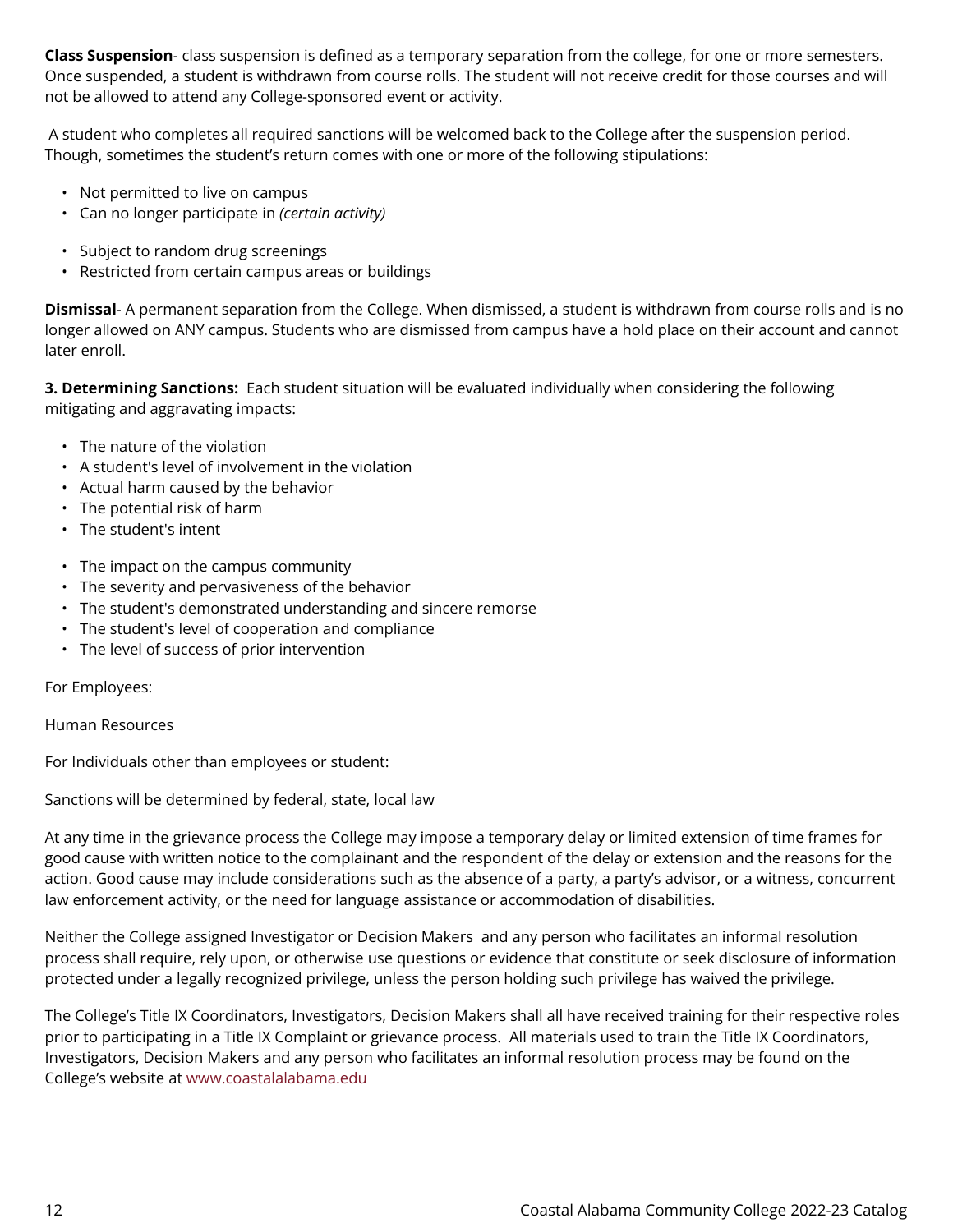**Class Suspension**- class suspension is defined as a temporary separation from the college, for one or more semesters. Once suspended, a student is withdrawn from course rolls. The student will not receive credit for those courses and will not be allowed to attend any College-sponsored event or activity.

A student who completes all required sanctions will be welcomed back to the College after the suspension period. Though, sometimes the student's return comes with one or more of the following stipulations:

- Not permitted to live on campus
- Can no longer participate in *(certain activity)*
- Subject to random drug screenings
- Restricted from certain campus areas or buildings

**Dismissal**- A permanent separation from the College. When dismissed, a student is withdrawn from course rolls and is no longer allowed on ANY campus. Students who are dismissed from campus have a hold place on their account and cannot later enroll.

**3. Determining Sanctions:** Each student situation will be evaluated individually when considering the following mitigating and aggravating impacts:

- The nature of the violation
- A student's level of involvement in the violation
- Actual harm caused by the behavior
- The potential risk of harm
- The student's intent
- The impact on the campus community
- The severity and pervasiveness of the behavior
- The student's demonstrated understanding and sincere remorse
- The student's level of cooperation and compliance
- The level of success of prior intervention

For Employees:

Human Resources

For Individuals other than employees or student:

Sanctions will be determined by federal, state, local law

At any time in the grievance process the College may impose a temporary delay or limited extension of time frames for good cause with written notice to the complainant and the respondent of the delay or extension and the reasons for the action. Good cause may include considerations such as the absence of a party, a party's advisor, or a witness, concurrent law enforcement activity, or the need for language assistance or accommodation of disabilities.

Neither the College assigned Investigator or Decision Makers and any person who facilitates an informal resolution process shall require, rely upon, or otherwise use questions or evidence that constitute or seek disclosure of information protected under a legally recognized privilege, unless the person holding such privilege has waived the privilege.

The College's Title IX Coordinators, Investigators, Decision Makers shall all have received training for their respective roles prior to participating in a Title IX Complaint or grievance process. All materials used to train the Title IX Coordinators, Investigators, Decision Makers and any person who facilitates an informal resolution process may be found on the College's website at www.coastalalabama.edu